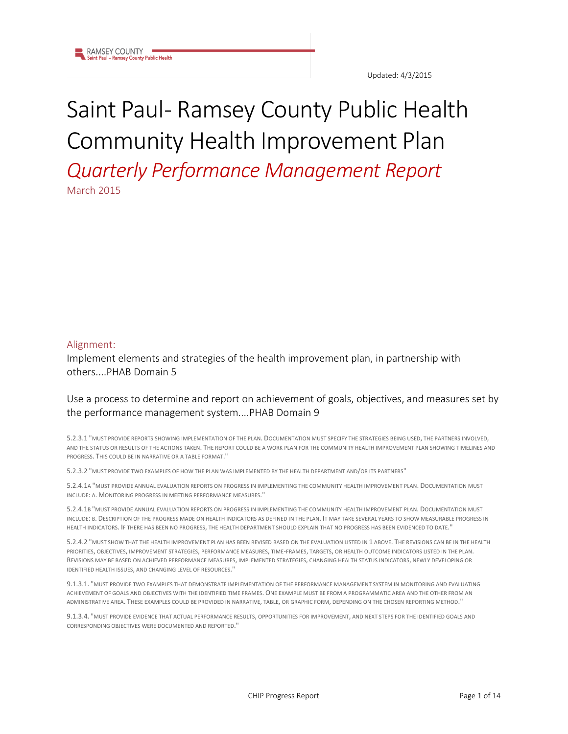RAMSEY COUNTY
Saint Paul – Ramsey County Public Health

Updated: 4/3/2015

# Saint Paul- Ramsey County Public Health Community Health Improvement Plan

## *Quarterly Performance Management Report*

March 2015

### Alignment:

Implement elements and strategies of the health improvement plan, in partnership with others....PHAB Domain 5

Use a process to determine and report on achievement of goals, objectives, and measures set by the performance management system....PHAB Domain 9

5.2.3.1 "MUST PROVIDE REPORTS SHOWING IMPLEMENTATION OF THE PLAN. DOCUMENTATION MUST SPECIFY THE STRATEGIES BEING USED, THE PARTNERS INVOLVED, AND THE STATUS OR RESULTS OF THE ACTIONS TAKEN. THE REPORT COULD BE A WORK PLAN FOR THE COMMUNITY HEALTH IMPROVEMENT PLAN SHOWING TIMELINES AND PROGRESS. THIS COULD BE IN NARRATIVE OR A TABLE FORMAT."

5.2.3.2 "MUST PROVIDE TWO EXAMPLES OF HOW THE PLAN WAS IMPLEMENTED BY THE HEALTH DEPARTMENT AND/OR ITS PARTNERS"

5.2.4.1A "MUST PROVIDE ANNUAL EVALUATION REPORTS ON PROGRESS IN IMPLEMENTING THE COMMUNITY HEALTH IMPROVEMENT PLAN. DOCUMENTATION MUST INCLUDE: A. MONITORING PROGRESS IN MEETING PERFORMANCE MEASURES."

5.2.4.1B "MUST PROVIDE ANNUAL EVALUATION REPORTS ON PROGRESS IN IMPLEMENTING THE COMMUNITY HEALTH IMPROVEMENT PLAN. DOCUMENTATION MUST INCLUDE: B. DESCRIPTION OF THE PROGRESS MADE ON HEALTH INDICATORS AS DEFINED IN THE PLAN. IT MAY TAKE SEVERAL YEARS TO SHOW MEASURABLE PROGRESS IN HEALTH INDICATORS. IF THERE HAS BEEN NO PROGRESS, THE HEALTH DEPARTMENT SHOULD EXPLAIN THAT NO PROGRESS HAS BEEN EVIDENCED TO DATE."

5.2.4.2 "MUST SHOW THAT THE HEALTH IMPROVEMENT PLAN HAS BEEN REVISED BASED ON THE EVALUATION LISTED IN 1 ABOVE. THE REVISIONS CAN BE IN THE HEALTH PRIORITIES, OBJECTIVES, IMPROVEMENT STRATEGIES, PERFORMANCE MEASURES, TIME-FRAMES, TARGETS, OR HEALTH OUTCOME INDICATORS LISTED IN THE PLAN. REVISIONS MAY BE BASED ON ACHIEVED PERFORMANCE MEASURES, IMPLEMENTED STRATEGIES, CHANGING HEALTH STATUS INDICATORS, NEWLY DEVELOPING OR IDENTIFIED HEALTH ISSUES, AND CHANGING LEVEL OF RESOURCES."

9.1.3.1. "MUST PROVIDE TWO EXAMPLES THAT DEMONSTRATE IMPLEMENTATION OF THE PERFORMANCE MANAGEMENT SYSTEM IN MONITORING AND EVALUATING ACHIEVEMENT OF GOALS AND OBJECTIVES WITH THE IDENTIFIED TIME FRAMES. ONE EXAMPLE MUST BE FROM A PROGRAMMATIC AREA AND THE OTHER FROM AN ADMINISTRATIVE AREA. THESE EXAMPLES COULD BE PROVIDED IN NARRATIVE, TABLE, OR GRAPHIC FORM, DEPENDING ON THE CHOSEN REPORTING METHOD."

9.1.3.4. "MUST PROVIDE EVIDENCE THAT ACTUAL PERFORMANCE RESULTS, OPPORTUNITIES FOR IMPROVEMENT, AND NEXT STEPS FOR THE IDENTIFIED GOALS AND CORRESPONDING OBJECTIVES WERE DOCUMENTED AND REPORTED."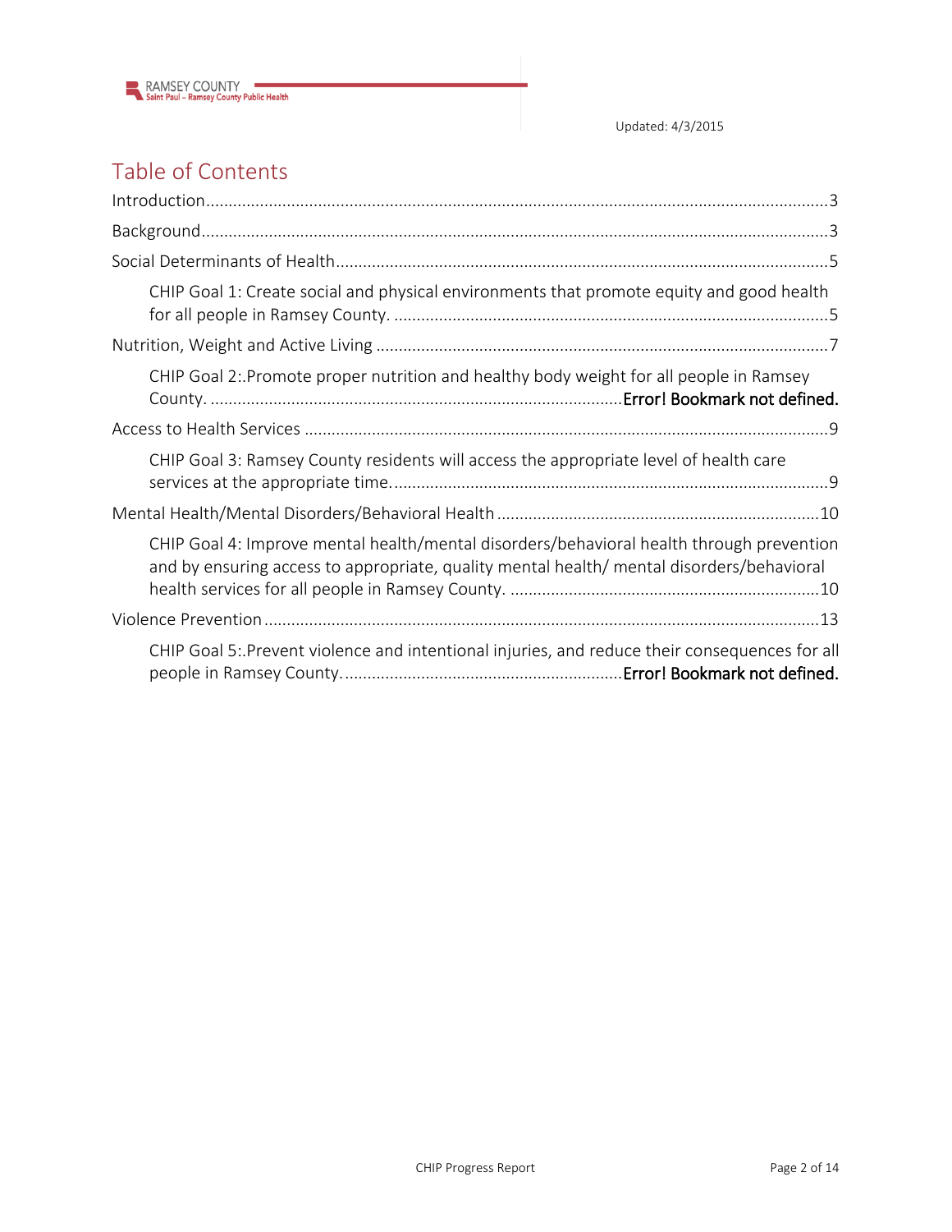## Table of Contents

Introduction....................................................................................................................3

Background.....................................................................................................................3

Social Determinants of Health........................................................................................5

- CHIP Goal 1: Create social and physical environments that promote equity and good health for all people in Ramsey County. ..................................................................................5

Nutrition, Weight and Active Living ...............................................................................7

- CHIP Goal 2:.Promote proper nutrition and healthy body weight for all people in Ramsey County. ..........................................................................................**Error! Bookmark not defined.**

Access to Health Services ...............................................................................................9

- CHIP Goal 3: Ramsey County residents will access the appropriate level of health care services at the appropriate time...................................................................................9

Mental Health/Mental Disorders/Behavioral Health.......................................................10

- CHIP Goal 4: Improve mental health/mental disorders/behavioral health through prevention and by ensuring access to appropriate, quality mental health/ mental disorders/behavioral health services for all people in Ramsey County. .....................................................10

Violence Prevention.......................................................................................................13

- CHIP Goal 5:.Prevent violence and intentional injuries, and reduce their consequences for all people in Ramsey County.............................................................**Error! Bookmark not defined.**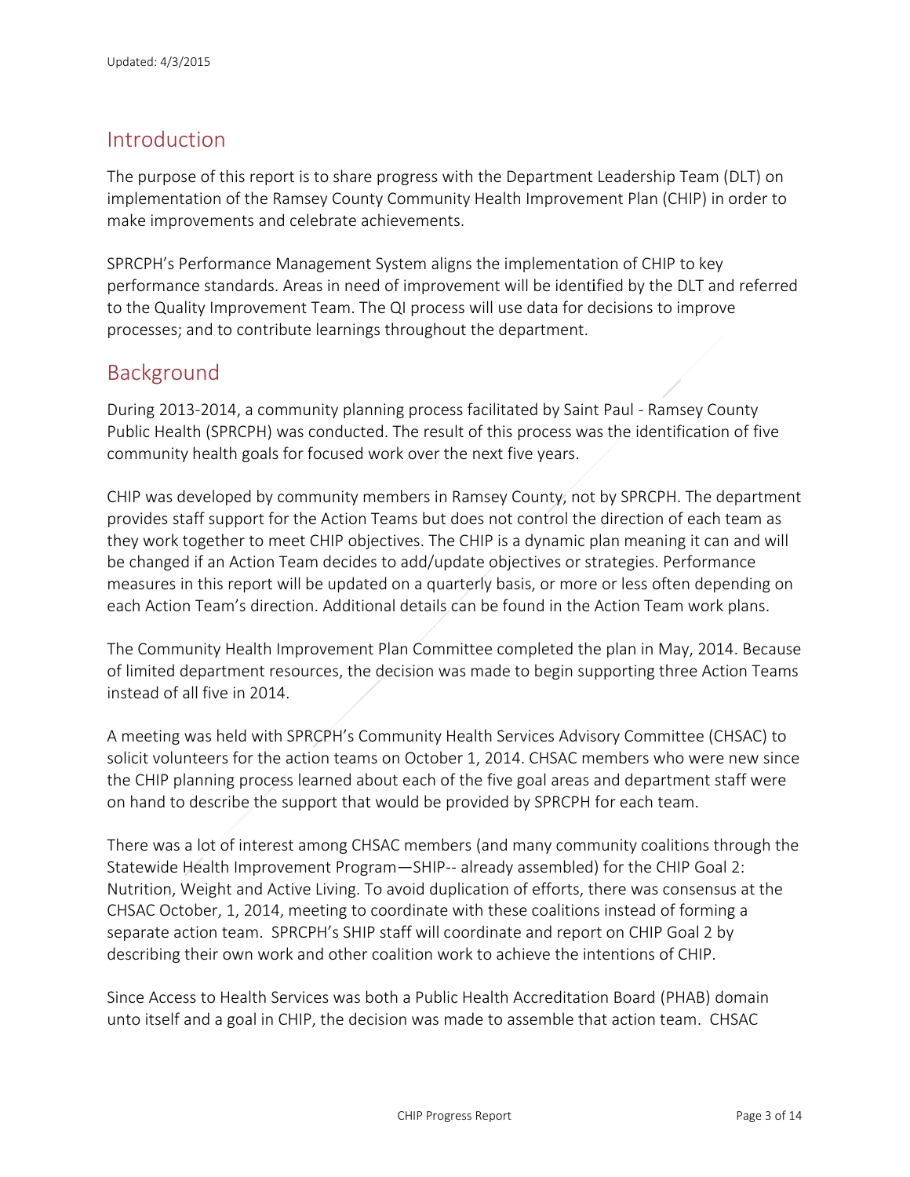Updated: 4/3/2015

## Introduction

The purpose of this report is to share progress with the Department Leadership Team (DLT) on implementation of the Ramsey County Community Health Improvement Plan (CHIP) in order to make improvements and celebrate achievements.

SPRCPH's Performance Management System aligns the implementation of CHIP to key performance standards. Areas in need of improvement will be identified by the DLT and referred to the Quality Improvement Team. The QI process will use data for decisions to improve processes; and to contribute learnings throughout the department.

## Background

During 2013-2014, a community planning process facilitated by Saint Paul - Ramsey County Public Health (SPRCPH) was conducted. The result of this process was the identification of five community health goals for focused work over the next five years.

CHIP was developed by community members in Ramsey County, not by SPRCPH. The department provides staff support for the Action Teams but does not control the direction of each team as they work together to meet CHIP objectives. The CHIP is a dynamic plan meaning it can and will be changed if an Action Team decides to add/update objectives or strategies. Performance measures in this report will be updated on a quarterly basis, or more or less often depending on each Action Team's direction. Additional details can be found in the Action Team work plans.

The Community Health Improvement Plan Committee completed the plan in May, 2014. Because of limited department resources, the decision was made to begin supporting three Action Teams instead of all five in 2014.

A meeting was held with SPRCPH's Community Health Services Advisory Committee (CHSAC) to solicit volunteers for the action teams on October 1, 2014. CHSAC members who were new since the CHIP planning process learned about each of the five goal areas and department staff were on hand to describe the support that would be provided by SPRCPH for each team.

There was a lot of interest among CHSAC members (and many community coalitions through the Statewide Health Improvement Program—SHIP-- already assembled) for the CHIP Goal 2: Nutrition, Weight and Active Living. To avoid duplication of efforts, there was consensus at the CHSAC October, 1, 2014, meeting to coordinate with these coalitions instead of forming a separate action team. SPRCPH's SHIP staff will coordinate and report on CHIP Goal 2 by describing their own work and other coalition work to achieve the intentions of CHIP.

Since Access to Health Services was both a Public Health Accreditation Board (PHAB) domain unto itself and a goal in CHIP, the decision was made to assemble that action team. CHSAC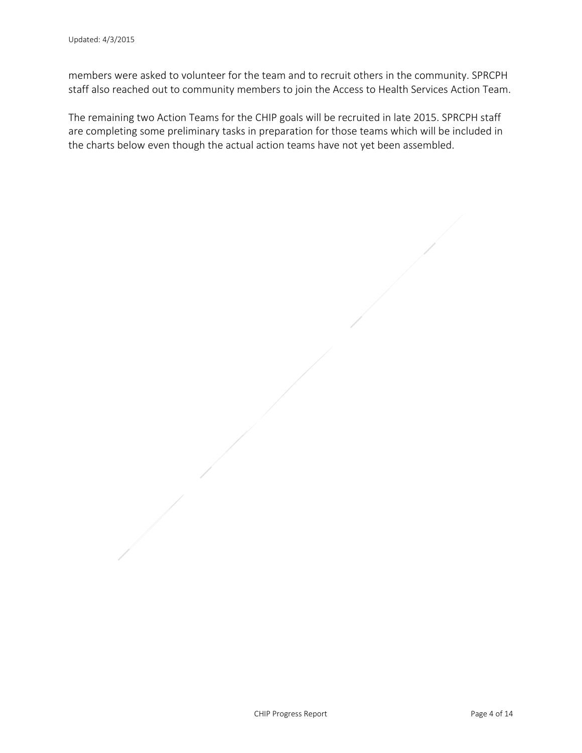members were asked to volunteer for the team and to recruit others in the community. SPRCPH staff also reached out to community members to join the Access to Health Services Action Team.

The remaining two Action Teams for the CHIP goals will be recruited in late 2015. SPRCPH staff are completing some preliminary tasks in preparation for those teams which will be included in the charts below even though the actual action teams have not yet been assembled.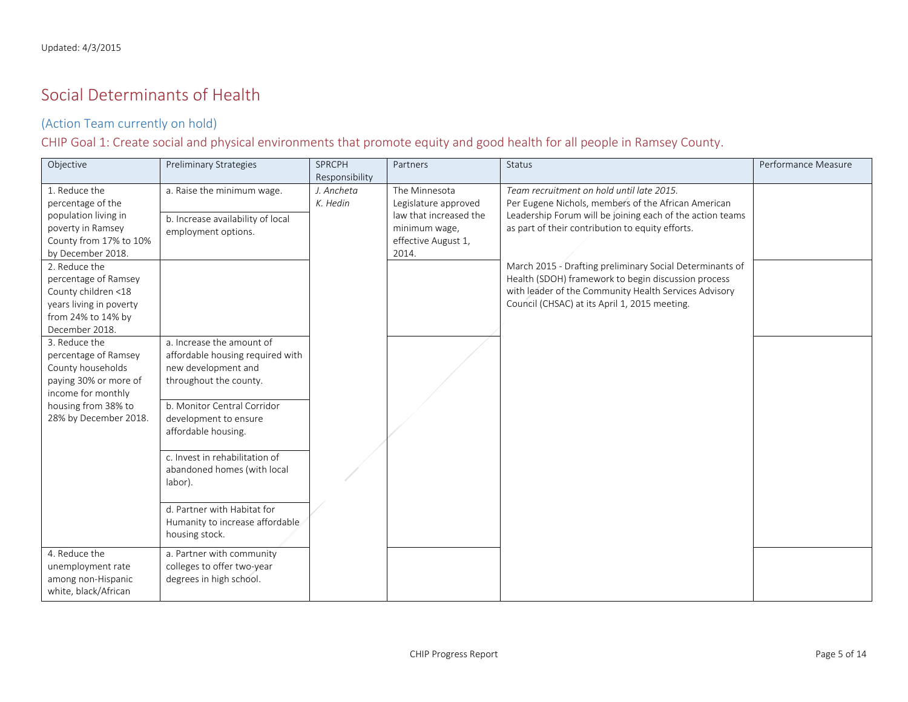Updated: 4/3/2015

# Social Determinants of Health

## (Action Team currently on hold)

## CHIP Goal 1: Create social and physical environments that promote equity and good health for all people in Ramsey County.

| Objective | Preliminary Strategies | SPRCPH Responsibility | Partners | Status | Performance Measure |
|---|---|---|---|---|---|
| 1. Reduce the percentage of the population living in poverty in Ramsey County from 17% to 10% by December 2018. | a. Raise the minimum wage. | *J. Ancheta*<br>*K. Hedin* | The Minnesota Legislature approved law that increased the minimum wage, effective August 1, 2014. | *Team recruitment on hold until late 2015.*<br>Per Eugene Nichols, members of the African American Leadership Forum will be joining each of the action teams as part of their contribution to equity efforts.<br><br>March 2015 - Drafting preliminary Social Determinants of Health (SDOH) framework to begin discussion process with leader of the Community Health Services Advisory Council (CHSAC) at its April 1, 2015 meeting. | |
| | b. Increase availability of local employment options. | | | | |
| 2. Reduce the percentage of Ramsey County children <18 years living in poverty from 24% to 14% by December 2018. | | | | | |
| 3. Reduce the percentage of Ramsey County households paying 30% or more of income for monthly housing from 38% to 28% by December 2018. | a. Increase the amount of affordable housing required with new development and throughout the county. | | | | |
| | b. Monitor Central Corridor development to ensure affordable housing. | | | | |
| | c. Invest in rehabilitation of abandoned homes (with local labor). | | | | |
| | d. Partner with Habitat for Humanity to increase affordable housing stock. | | | | |
| 4. Reduce the unemployment rate among non-Hispanic white, black/African | a. Partner with community colleges to offer two-year degrees in high school. | | | | |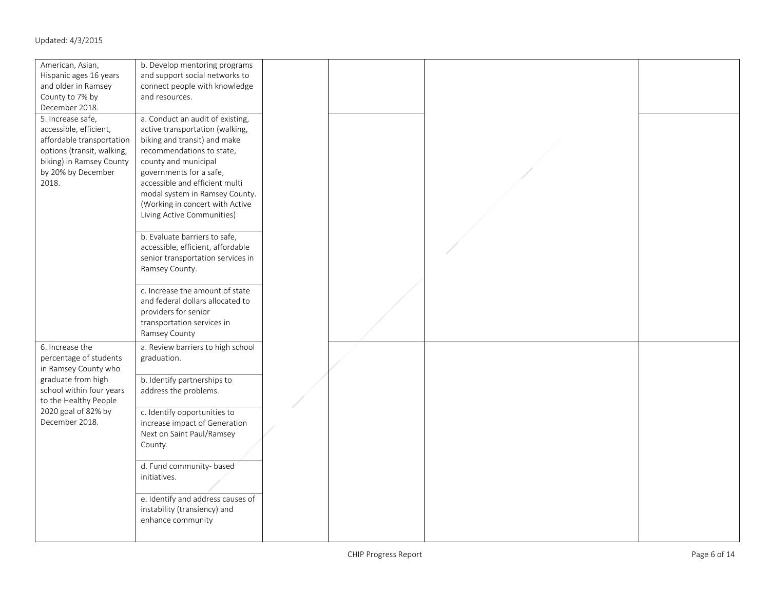Updated: 4/3/2015

| | | | | | |
|---|---|---|---|---|---|
| American, Asian, Hispanic ages 16 years and older in Ramsey County to 7% by December 2018. | b. Develop mentoring programs and support social networks to connect people with knowledge and resources. | | | | |
| 5. Increase safe, accessible, efficient, affordable transportation options (transit, walking, biking) in Ramsey County by 20% by December 2018. | a. Conduct an audit of existing, active transportation (walking, biking and transit) and make recommendations to state, county and municipal governments for a safe, accessible and efficient multi modal system in Ramsey County. (Working in concert with Active Living Active Communities) | | | | |
| | b. Evaluate barriers to safe, accessible, efficient, affordable senior transportation services in Ramsey County. | | | | |
| | c. Increase the amount of state and federal dollars allocated to providers for senior transportation services in Ramsey County | | | | |
| 6. Increase the percentage of students in Ramsey County who graduate from high school within four years to the Healthy People 2020 goal of 82% by December 2018. | a. Review barriers to high school graduation. | | | | |
| | b. Identify partnerships to address the problems. | | | | |
| | c. Identify opportunities to increase impact of Generation Next on Saint Paul/Ramsey County. | | | | |
| | d. Fund community- based initiatives. | | | | |
| | e. Identify and address causes of instability (transiency) and enhance community | | | | |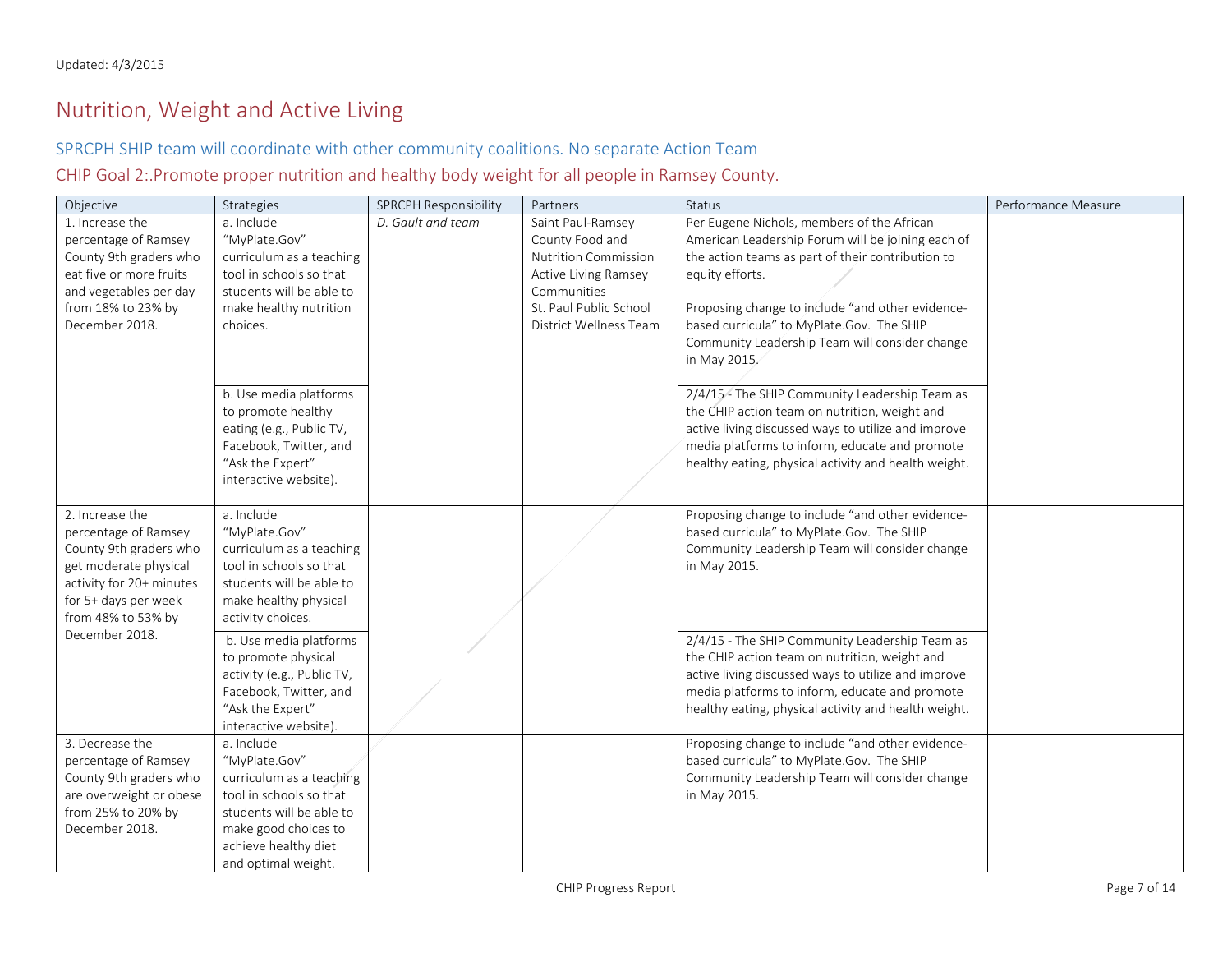Updated: 4/3/2015

# Nutrition, Weight and Active Living

## SPRCPH SHIP team will coordinate with other community coalitions. No separate Action Team

## CHIP Goal 2:.Promote proper nutrition and healthy body weight for all people in Ramsey County.

| Objective | Strategies | SPRCPH Responsibility | Partners | Status | Performance Measure |
|---|---|---|---|---|---|
| 1. Increase the percentage of Ramsey County 9th graders who eat five or more fruits and vegetables per day from 18% to 23% by December 2018. | a. Include "MyPlate.Gov" curriculum as a teaching tool in schools so that students will be able to make healthy nutrition choices. | *D. Gault and team* | Saint Paul-Ramsey County Food and Nutrition Commission<br>Active Living Ramsey Communities<br>St. Paul Public School District Wellness Team | Per Eugene Nichols, members of the African American Leadership Forum will be joining each of the action teams as part of their contribution to equity efforts.<br><br>Proposing change to include "and other evidence-based curricula" to MyPlate.Gov. The SHIP Community Leadership Team will consider change in May 2015. | |
| | b. Use media platforms to promote healthy eating (e.g., Public TV, Facebook, Twitter, and "Ask the Expert" interactive website). | | | 2/4/15 - The SHIP Community Leadership Team as the CHIP action team on nutrition, weight and active living discussed ways to utilize and improve media platforms to inform, educate and promote healthy eating, physical activity and health weight. | |
| 2. Increase the percentage of Ramsey County 9th graders who get moderate physical activity for 20+ minutes for 5+ days per week from 48% to 53% by December 2018. | a. Include "MyPlate.Gov" curriculum as a teaching tool in schools so that students will be able to make healthy physical activity choices. | | | Proposing change to include "and other evidence-based curricula" to MyPlate.Gov. The SHIP Community Leadership Team will consider change in May 2015. | |
| | b. Use media platforms to promote physical activity (e.g., Public TV, Facebook, Twitter, and "Ask the Expert" interactive website). | | | 2/4/15 - The SHIP Community Leadership Team as the CHIP action team on nutrition, weight and active living discussed ways to utilize and improve media platforms to inform, educate and promote healthy eating, physical activity and health weight. | |
| 3. Decrease the percentage of Ramsey County 9th graders who are overweight or obese from 25% to 20% by December 2018. | a. Include "MyPlate.Gov" curriculum as a teaching tool in schools so that students will be able to make good choices to achieve healthy diet and optimal weight. | | | Proposing change to include "and other evidence-based curricula" to MyPlate.Gov. The SHIP Community Leadership Team will consider change in May 2015. | |

CHIP Progress Report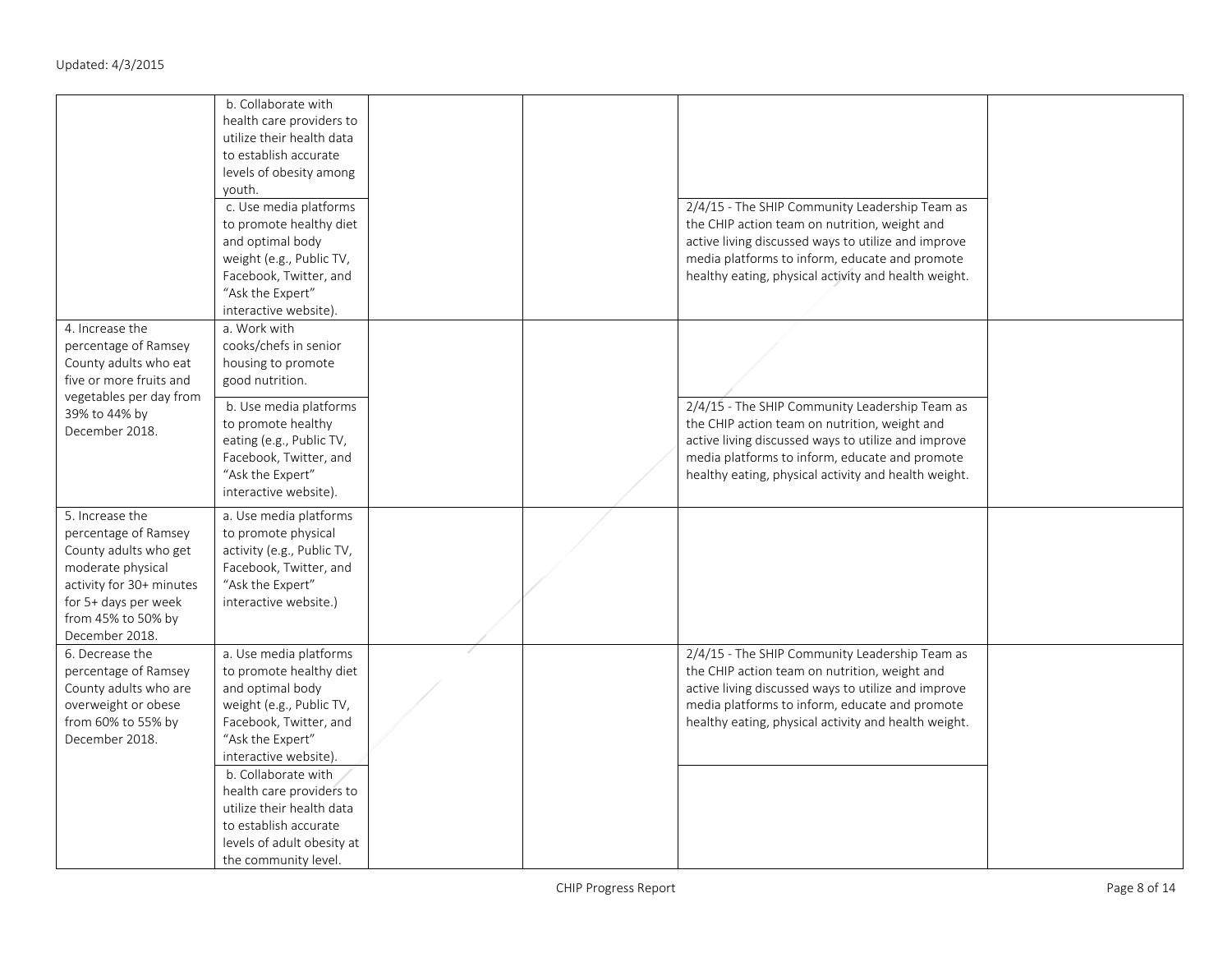Updated: 4/3/2015

| | | | | | |
|---|---|---|---|---|---|
| | b. Collaborate with health care providers to utilize their health data to establish accurate levels of obesity among youth. | | | | |
| | c. Use media platforms to promote healthy diet and optimal body weight (e.g., Public TV, Facebook, Twitter, and "Ask the Expert" interactive website). | | | 2/4/15 - The SHIP Community Leadership Team as the CHIP action team on nutrition, weight and active living discussed ways to utilize and improve media platforms to inform, educate and promote healthy eating, physical activity and health weight. | |
| 4. Increase the percentage of Ramsey County adults who eat five or more fruits and vegetables per day from 39% to 44% by December 2018. | a. Work with cooks/chefs in senior housing to promote good nutrition. | | | | |
| | b. Use media platforms to promote healthy eating (e.g., Public TV, Facebook, Twitter, and "Ask the Expert" interactive website). | | | 2/4/15 - The SHIP Community Leadership Team as the CHIP action team on nutrition, weight and active living discussed ways to utilize and improve media platforms to inform, educate and promote healthy eating, physical activity and health weight. | |
| 5. Increase the percentage of Ramsey County adults who get moderate physical activity for 30+ minutes for 5+ days per week from 45% to 50% by December 2018. | a. Use media platforms to promote physical activity (e.g., Public TV, Facebook, Twitter, and "Ask the Expert" interactive website.) | | | | |
| 6. Decrease the percentage of Ramsey County adults who are overweight or obese from 60% to 55% by December 2018. | a. Use media platforms to promote healthy diet and optimal body weight (e.g., Public TV, Facebook, Twitter, and "Ask the Expert" interactive website). | | | 2/4/15 - The SHIP Community Leadership Team as the CHIP action team on nutrition, weight and active living discussed ways to utilize and improve media platforms to inform, educate and promote healthy eating, physical activity and health weight. | |
| | b. Collaborate with health care providers to utilize their health data to establish accurate levels of adult obesity at the community level. | | | | |

CHIP Progress Report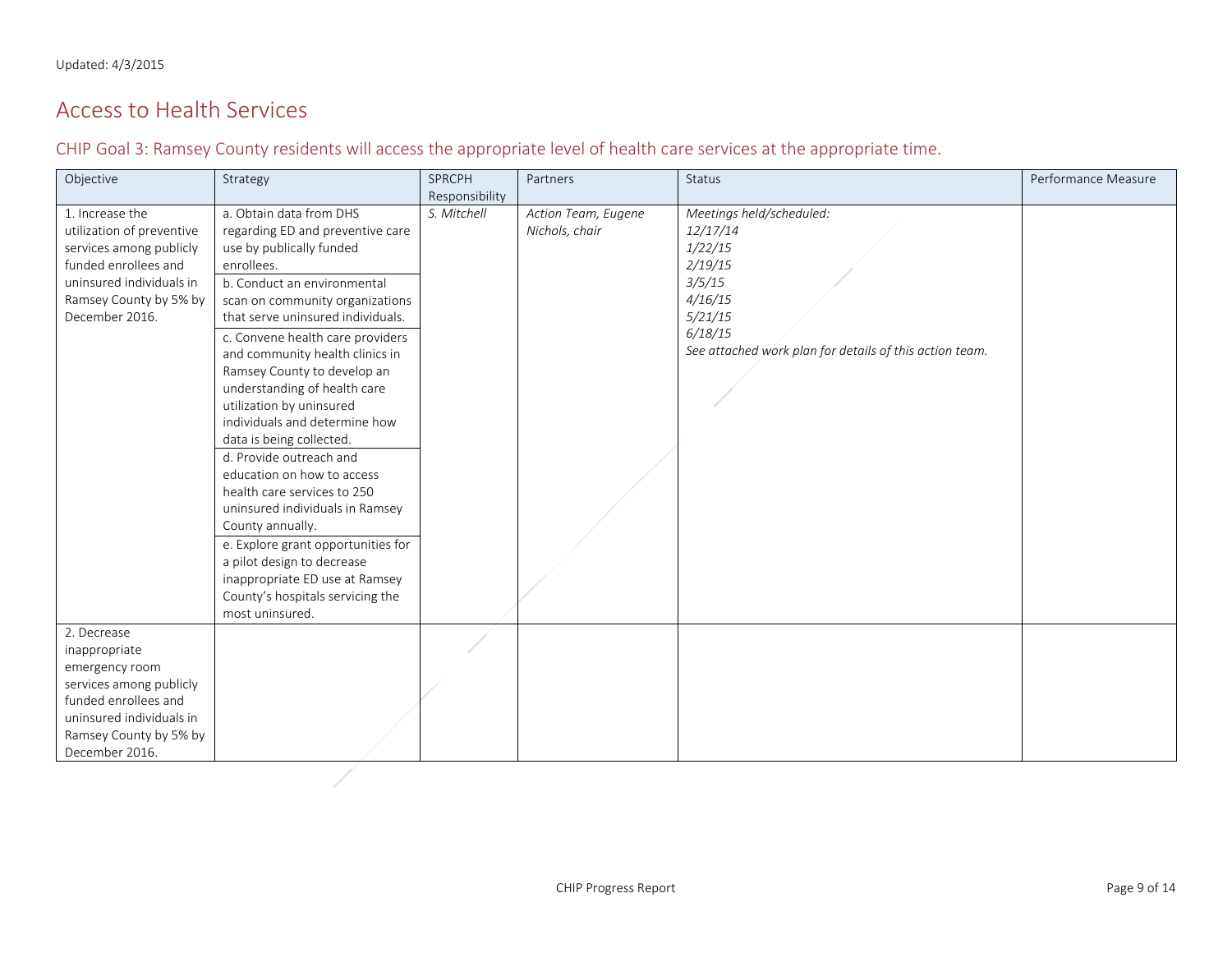Updated: 4/3/2015

## Access to Health Services

### CHIP Goal 3: Ramsey County residents will access the appropriate level of health care services at the appropriate time.

| Objective | Strategy | SPRCPH Responsibility | Partners | Status | Performance Measure |
|---|---|---|---|---|---|
| 1. Increase the utilization of preventive services among publicly funded enrollees and uninsured individuals in Ramsey County by 5% by December 2016. | a. Obtain data from DHS regarding ED and preventive care use by publically funded enrollees.<br>b. Conduct an environmental scan on community organizations that serve uninsured individuals.<br>c. Convene health care providers and community health clinics in Ramsey County to develop an understanding of health care utilization by uninsured individuals and determine how data is being collected.<br>d. Provide outreach and education on how to access health care services to 250 uninsured individuals in Ramsey County annually.<br>e. Explore grant opportunities for a pilot design to decrease inappropriate ED use at Ramsey County's hospitals servicing the most uninsured. | *S. Mitchell* | *Action Team, Eugene Nichols, chair* | *Meetings held/scheduled:*<br>*12/17/14*<br>*1/22/15*<br>*2/19/15*<br>*3/5/15*<br>*4/16/15*<br>*5/21/15*<br>*6/18/15*<br>*See attached work plan for details of this action team.* | |
| 2. Decrease inappropriate emergency room services among publicly funded enrollees and uninsured individuals in Ramsey County by 5% by December 2016. | | | | | |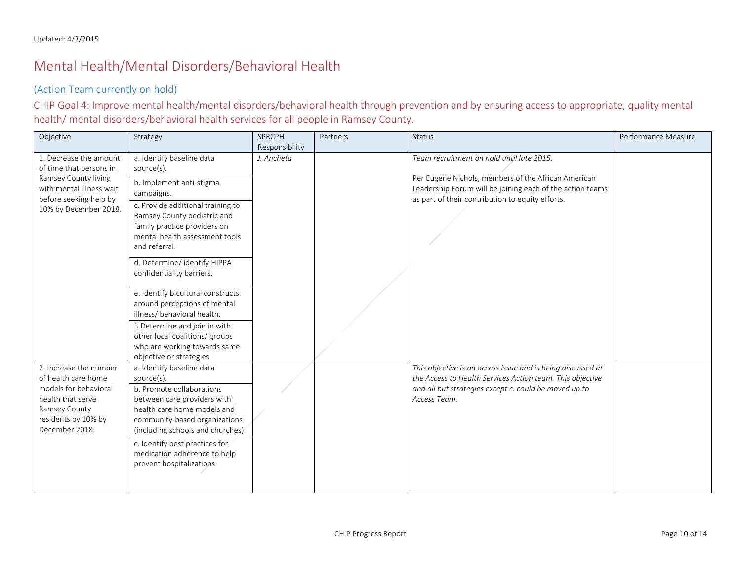Updated: 4/3/2015

# Mental Health/Mental Disorders/Behavioral Health

### (Action Team currently on hold)

## CHIP Goal 4: Improve mental health/mental disorders/behavioral health through prevention and by ensuring access to appropriate, quality mental health/ mental disorders/behavioral health services for all people in Ramsey County.

| Objective | Strategy | SPRCPH Responsibility | Partners | Status | Performance Measure |
|---|---|---|---|---|---|
| 1. Decrease the amount of time that persons in Ramsey County living with mental illness wait before seeking help by 10% by December 2018. | a. Identify baseline data source(s). | *J. Ancheta* | | *Team recruitment on hold until late 2015.*<br><br>Per Eugene Nichols, members of the African American Leadership Forum will be joining each of the action teams as part of their contribution to equity efforts. | |
| | b. Implement anti-stigma campaigns. | | | | |
| | c. Provide additional training to Ramsey County pediatric and family practice providers on mental health assessment tools and referral. | | | | |
| | d. Determine/ identify HIPPA confidentiality barriers. | | | | |
| | e. Identify bicultural constructs around perceptions of mental illness/ behavioral health. | | | | |
| | f. Determine and join in with other local coalitions/ groups who are working towards same objective or strategies | | | | |
| 2. Increase the number of health care home models for behavioral health that serve Ramsey County residents by 10% by December 2018. | a. Identify baseline data source(s). | | | *This objective is an access issue and is being discussed at the Access to Health Services Action team. This objective and all but strategies except c. could be moved up to Access Team.* | |
| | b. Promote collaborations between care providers with health care home models and community-based organizations (including schools and churches). | | | | |
| | c. Identify best practices for medication adherence to help prevent hospitalizations. | | | | |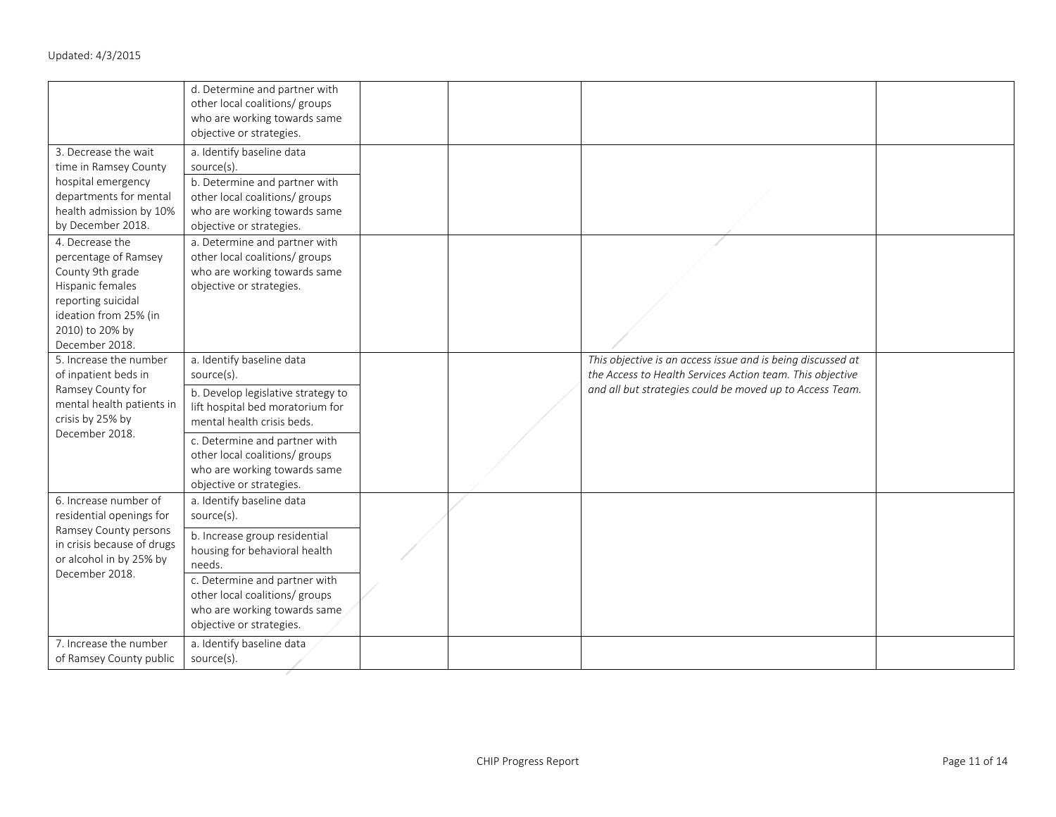| | | | | | |
|---|---|---|---|---|---|
| | d. Determine and partner with other local coalitions/ groups who are working towards same objective or strategies. | | | | |
| 3. Decrease the wait time in Ramsey County hospital emergency departments for mental health admission by 10% by December 2018. | a. Identify baseline data source(s). | | | | |
| | b. Determine and partner with other local coalitions/ groups who are working towards same objective or strategies. | | | | |
| 4. Decrease the percentage of Ramsey County 9th grade Hispanic females reporting suicidal ideation from 25% (in 2010) to 20% by December 2018. | a. Determine and partner with other local coalitions/ groups who are working towards same objective or strategies. | | | | |
| 5. Increase the number of inpatient beds in Ramsey County for mental health patients in crisis by 25% by December 2018. | a. Identify baseline data source(s). | | | *This objective is an access issue and is being discussed at the Access to Health Services Action team. This objective and all but strategies could be moved up to Access Team.* | |
| | b. Develop legislative strategy to lift hospital bed moratorium for mental health crisis beds. | | | | |
| | c. Determine and partner with other local coalitions/ groups who are working towards same objective or strategies. | | | | |
| 6. Increase number of residential openings for Ramsey County persons in crisis because of drugs or alcohol in by 25% by December 2018. | a. Identify baseline data source(s). | | | | |
| | b. Increase group residential housing for behavioral health needs. | | | | |
| | c. Determine and partner with other local coalitions/ groups who are working towards same objective or strategies. | | | | |
| 7. Increase the number of Ramsey County public | a. Identify baseline data source(s). | | | | |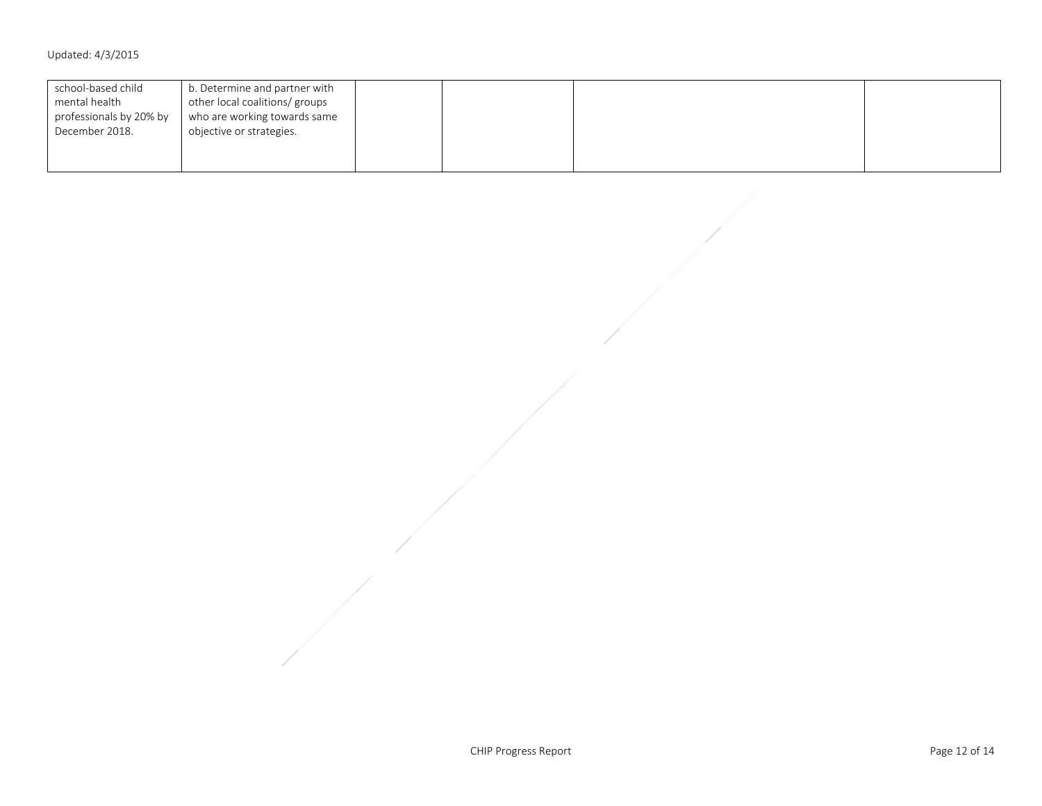| | | | | | |
|---|---|---|---|---|---|
| school-based child mental health professionals by 20% by December 2018. | b. Determine and partner with other local coalitions/ groups who are working towards same objective or strategies. | | | | |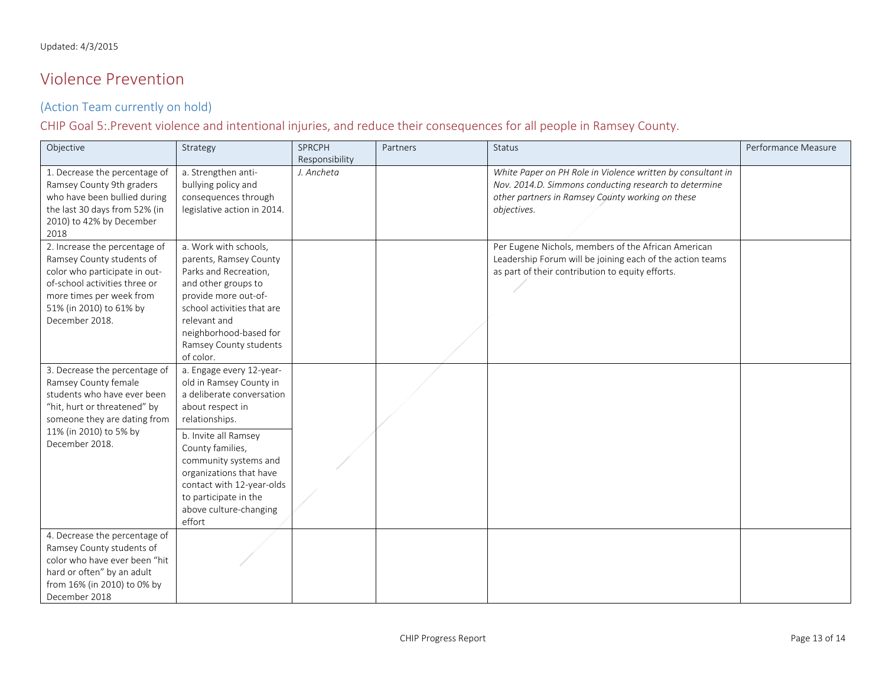Updated: 4/3/2015

# Violence Prevention

## (Action Team currently on hold)

### CHIP Goal 5:.Prevent violence and intentional injuries, and reduce their consequences for all people in Ramsey County.

| Objective | Strategy | SPRCPH Responsibility | Partners | Status | Performance Measure |
|---|---|---|---|---|---|
| 1. Decrease the percentage of Ramsey County 9th graders who have been bullied during the last 30 days from 52% (in 2010) to 42% by December 2018 | a. Strengthen anti-bullying policy and consequences through legislative action in 2014. | *J. Ancheta* | | *White Paper on PH Role in Violence written by consultant in Nov. 2014.D. Simmons conducting research to determine other partners in Ramsey County working on these objectives.* | |
| 2. Increase the percentage of Ramsey County students of color who participate in out-of-school activities three or more times per week from 51% (in 2010) to 61% by December 2018. | a. Work with schools, parents, Ramsey County Parks and Recreation, and other groups to provide more out-of-school activities that are relevant and neighborhood-based for Ramsey County students of color. | | | Per Eugene Nichols, members of the African American Leadership Forum will be joining each of the action teams as part of their contribution to equity efforts. | |
| 3. Decrease the percentage of Ramsey County female students who have ever been "hit, hurt or threatened" by someone they are dating from 11% (in 2010) to 5% by December 2018. | a. Engage every 12-year-old in Ramsey County in a deliberate conversation about respect in relationships. | | | | |
| | b. Invite all Ramsey County families, community systems and organizations that have contact with 12-year-olds to participate in the above culture-changing effort | | | | |
| 4. Decrease the percentage of Ramsey County students of color who have ever been "hit hard or often" by an adult from 16% (in 2010) to 0% by December 2018 | | | | | |